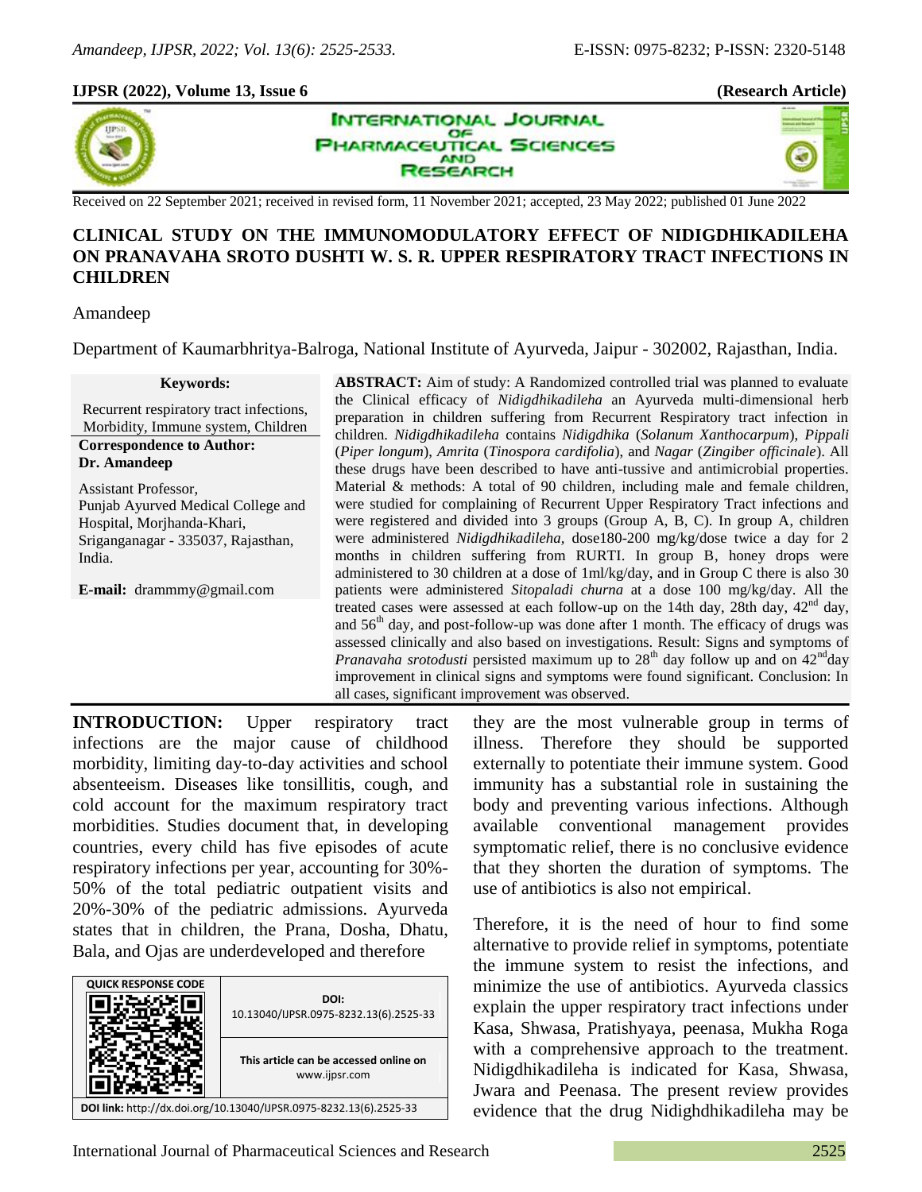**(Research Article)**

Received on 22 September 2021; received in revised form, 11 November 2021; accepted, 23 May 2022; published 01 June 2022

# CLINICAL STUDY ON THE IMMUNOMODULATORY EFFECT OF NIDIGDHIKADILEHA ON PRANAVAHA SROTO DUSHTI W. S. R. UPPER RESPIRATORY TRACT INFECTIONS IN CHILDREN

Amandeep

Department of Kaumarbhritya-Balroga, National Institute of Ayurveda, Jaipur - 302002, Rajasthan, India.

**Keywords:**

Recurrent respiratory tract infections, Morbidity, Immune system, Children

**Correspondence to Author:**
**Dr. Amandeep**

Assistant Professor,
Punjab Ayurved Medical College and Hospital, Morjhanda-Khari, Sriganganagar - 335037, Rajasthan, India.

**E-mail:** drammmy@gmail.com

**ABSTRACT:** Aim of study: A Randomized controlled trial was planned to evaluate the Clinical efficacy of *Nidigdhikadileha* an Ayurveda multi-dimensional herb preparation in children suffering from Recurrent Respiratory tract infection in children. *Nidigdhikadileha* contains *Nidigdhika* (*Solanum Xanthocarpum*), *Pippali* (*Piper longum*), *Amrita* (*Tinospora cardifolia*), and *Nagar* (*Zingiber officinale*). All these drugs have been described to have anti-tussive and antimicrobial properties. Material & methods: A total of 90 children, including male and female children, were studied for complaining of Recurrent Upper Respiratory Tract infections and were registered and divided into 3 groups (Group A, B, C). In group A, children were administered *Nidigdhikadileha,* dose180-200 mg/kg/dose twice a day for 2 months in children suffering from RURTI. In group B, honey drops were administered to 30 children at a dose of 1ml/kg/day, and in Group C there is also 30 patients were administered *Sitopaladi churna* at a dose 100 mg/kg/day. All the treated cases were assessed at each follow-up on the 14th day, 28th day, 42[nd] day, and 56[th] day, and post-follow-up was done after 1 month. The efficacy of drugs was assessed clinically and also based on investigations. Result: Signs and symptoms of *Pranavaha srotodusti* persisted maximum up to 28[th] day follow up and on 42[nd]day improvement in clinical signs and symptoms were found significant. Conclusion: In all cases, significant improvement was observed.

**INTRODUCTION:** Upper respiratory tract infections are the major cause of childhood morbidity, limiting day-to-day activities and school absenteeism. Diseases like tonsillitis, cough, and cold account for the maximum respiratory tract morbidities. Studies document that, in developing countries, every child has five episodes of acute respiratory infections per year, accounting for 30%-50% of the total pediatric outpatient visits and 20%-30% of the pediatric admissions. Ayurveda states that in children, the Prana, Dosha, Dhatu, Bala, and Ojas are underdeveloped and therefore they are the most vulnerable group in terms of illness. Therefore they should be supported externally to potentiate their immune system. Good immunity has a substantial role in sustaining the body and preventing various infections. Although available conventional management provides symptomatic relief, there is no conclusive evidence that they shorten the duration of symptoms. The use of antibiotics is also not empirical.

| QUICK RESPONSE CODE | DOI: 10.13040/IJPSR.0975-8232.13(6).2525-33 |
|---|---|
| | This article can be accessed online on www.ijpsr.com |

DOI link: http://dx.doi.org/10.13040/IJPSR.0975-8232.13(6).2525-33

Therefore, it is the need of hour to find some alternative to provide relief in symptoms, potentiate the immune system to resist the infections, and minimize the use of antibiotics. Ayurveda classics explain the upper respiratory tract infections under Kasa, Shwasa, Pratishyaya, peenasa, Mukha Roga with a comprehensive approach to the treatment. Nidigdhikadileha is indicated for Kasa, Shwasa, Jwara and Peenasa. The present review provides evidence that the drug Nidighdhikadileha may be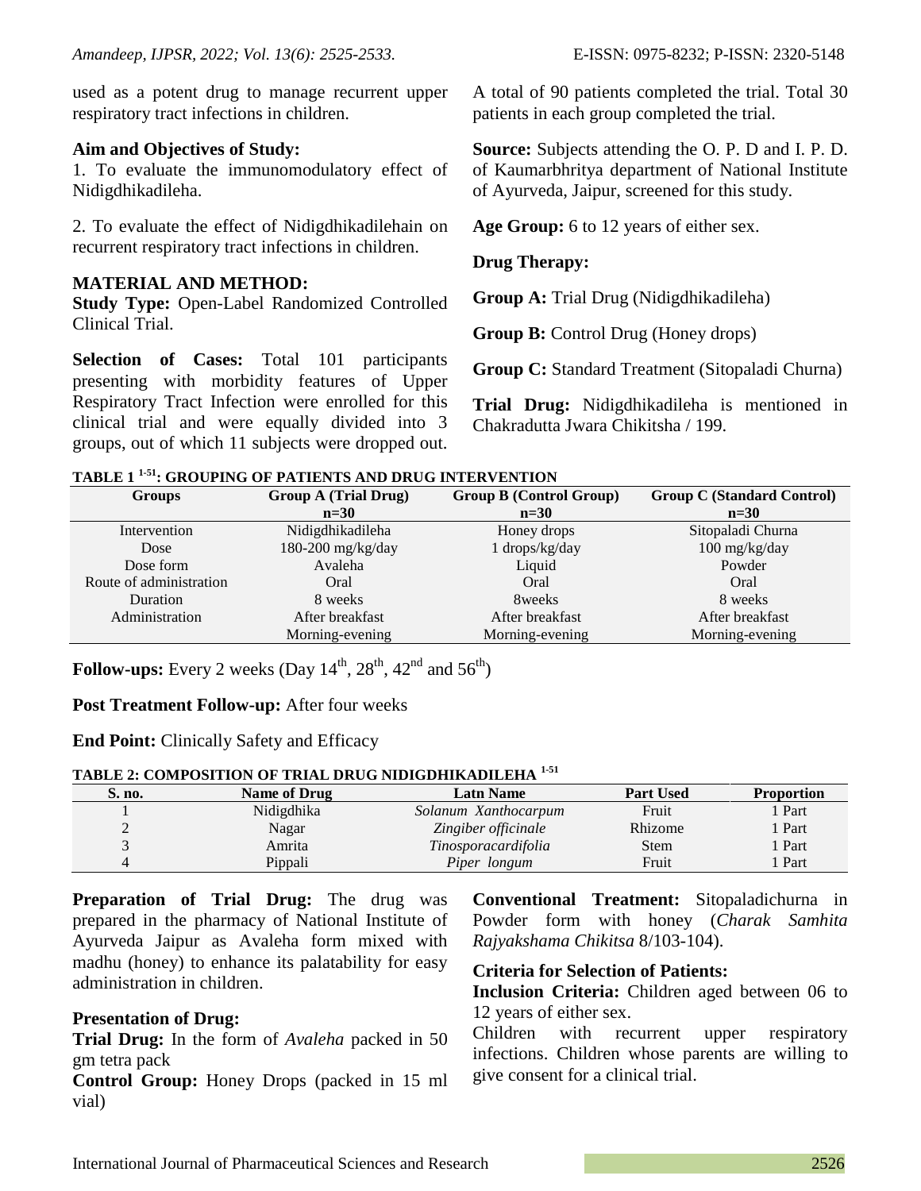used as a potent drug to manage recurrent upper respiratory tract infections in children.

**Aim and Objectives of Study:**

1. To evaluate the immunomodulatory effect of Nidigdhikadileha.

2. To evaluate the effect of Nidigdhikadilehain on recurrent respiratory tract infections in children.

## MATERIAL AND METHOD:

**Study Type:** Open-Label Randomized Controlled Clinical Trial.

**Selection of Cases:** Total 101 participants presenting with morbidity features of Upper Respiratory Tract Infection were enrolled for this clinical trial and were equally divided into 3 groups, out of which 11 subjects were dropped out. A total of 90 patients completed the trial. Total 30 patients in each group completed the trial.

**Source:** Subjects attending the O. P. D and I. P. D. of Kaumarbhritya department of National Institute of Ayurveda, Jaipur, screened for this study.

**Age Group:** 6 to 12 years of either sex.

**Drug Therapy:**

**Group A:** Trial Drug (Nidigdhikadileha)

**Group B:** Control Drug (Honey drops)

**Group C:** Standard Treatment (Sitopaladi Churna)

**Trial Drug:** Nidigdhikadileha is mentioned in Chakradutta Jwara Chikitsha / 199.

**TABLE 1 [1-51]: GROUPING OF PATIENTS AND DRUG INTERVENTION**

| Groups | Group A (Trial Drug) n=30 | Group B (Control Group) n=30 | Group C (Standard Control) n=30 |
|---|---|---|---|
| Intervention | Nidigdhikadileha | Honey drops | Sitopaladi Churna |
| Dose | 180-200 mg/kg/day | 1 drops/kg/day | 100 mg/kg/day |
| Dose form | Avaleha | Liquid | Powder |
| Route of administration | Oral | Oral | Oral |
| Duration | 8 weeks | 8weeks | 8 weeks |
| Administration | After breakfast Morning-evening | After breakfast Morning-evening | After breakfast Morning-evening |

**Follow-ups:** Every 2 weeks (Day 14th, 28th, 42nd and 56th)

**Post Treatment Follow-up:** After four weeks

**End Point:** Clinically Safety and Efficacy

**TABLE 2: COMPOSITION OF TRIAL DRUG NIDIGDHIKADILEHA [1-51]**

| S. no. | Name of Drug | Latn Name | Part Used | Proportion |
|---|---|---|---|---|
| 1 | Nidigdhika | *Solanum Xanthocarpum* | Fruit | 1 Part |
| 2 | Nagar | *Zingiber officinale* | Rhizome | 1 Part |
| 3 | Amrita | *Tinosporacardifolia* | Stem | 1 Part |
| 4 | Pippali | *Piper longum* | Fruit | 1 Part |

**Preparation of Trial Drug:** The drug was prepared in the pharmacy of National Institute of Ayurveda Jaipur as Avaleha form mixed with madhu (honey) to enhance its palatability for easy administration in children.

**Presentation of Drug:**

**Trial Drug:** In the form of *Avaleha* packed in 50 gm tetra pack

**Control Group:** Honey Drops (packed in 15 ml vial)

**Conventional Treatment:** Sitopaladichurna in Powder form with honey (*Charak Samhita Rajyakshama Chikitsa* 8/103-104).

**Criteria for Selection of Patients:**

**Inclusion Criteria:** Children aged between 06 to 12 years of either sex.

Children with recurrent upper respiratory infections. Children whose parents are willing to give consent for a clinical trial.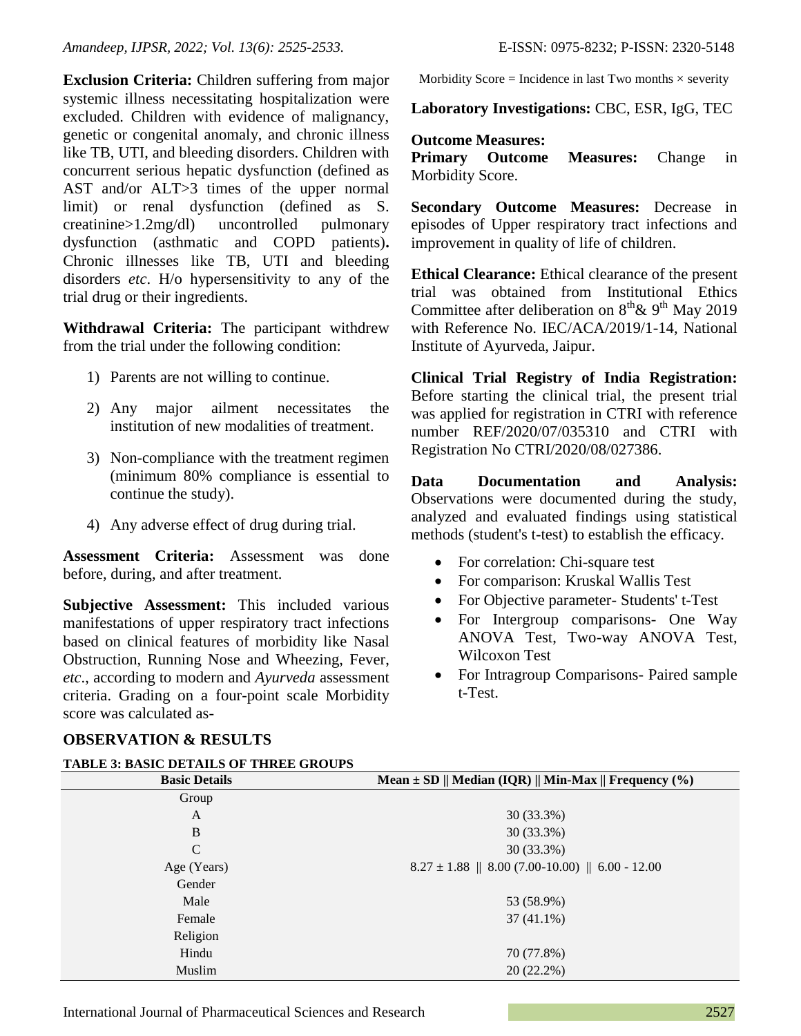**Exclusion Criteria:** Children suffering from major systemic illness necessitating hospitalization were excluded. Children with evidence of malignancy, genetic or congenital anomaly, and chronic illness like TB, UTI, and bleeding disorders. Children with concurrent serious hepatic dysfunction (defined as AST and/or ALT>3 times of the upper normal limit) or renal dysfunction (defined as S. creatinine>1.2mg/dl) uncontrolled pulmonary dysfunction (asthmatic and COPD patients)**.** Chronic illnesses like TB, UTI and bleeding disorders *etc*. H/o hypersensitivity to any of the trial drug or their ingredients.

**Withdrawal Criteria:** The participant withdrew from the trial under the following condition:

1) Parents are not willing to continue.
2) Any major ailment necessitates the institution of new modalities of treatment.
3) Non-compliance with the treatment regimen (minimum 80% compliance is essential to continue the study).
4) Any adverse effect of drug during trial.

**Assessment Criteria:** Assessment was done before, during, and after treatment.

**Subjective Assessment:** This included various manifestations of upper respiratory tract infections based on clinical features of morbidity like Nasal Obstruction, Running Nose and Wheezing, Fever, *etc*., according to modern and *Ayurveda* assessment criteria. Grading on a four-point scale Morbidity score was calculated as-

Morbidity Score = Incidence in last Two months × severity

**Laboratory Investigations:** CBC, ESR, IgG, TEC

**Outcome Measures:**

**Primary Outcome Measures:** Change in Morbidity Score.

**Secondary Outcome Measures:** Decrease in episodes of Upper respiratory tract infections and improvement in quality of life of children.

**Ethical Clearance:** Ethical clearance of the present trial was obtained from Institutional Ethics Committee after deliberation on 8th & 9th May 2019 with Reference No. IEC/ACA/2019/1-14, National Institute of Ayurveda, Jaipur.

**Clinical Trial Registry of India Registration:** Before starting the clinical trial, the present trial was applied for registration in CTRI with reference number REF/2020/07/035310 and CTRI with Registration No CTRI/2020/08/027386.

**Data Documentation and Analysis:** Observations were documented during the study, analyzed and evaluated findings using statistical methods (student's t-test) to establish the efficacy.

- For correlation: Chi-square test
- For comparison: Kruskal Wallis Test
- For Objective parameter- Students' t-Test
- For Intergroup comparisons- One Way ANOVA Test, Two-way ANOVA Test, Wilcoxon Test
- For Intragroup Comparisons- Paired sample t-Test.

## OBSERVATION & RESULTS

**TABLE 3: BASIC DETAILS OF THREE GROUPS**

| Basic Details | Mean ± SD \|\| Median (IQR) \|\| Min-Max \|\| Frequency (%) |
|---|---|
| Group | |
| A | 30 (33.3%) |
| B | 30 (33.3%) |
| C | 30 (33.3%) |
| Age (Years) | 8.27 ± 1.88 \|\| 8.00 (7.00-10.00) \|\| 6.00 - 12.00 |
| Gender | |
| Male | 53 (58.9%) |
| Female | 37 (41.1%) |
| Religion | |
| Hindu | 70 (77.8%) |
| Muslim | 20 (22.2%) |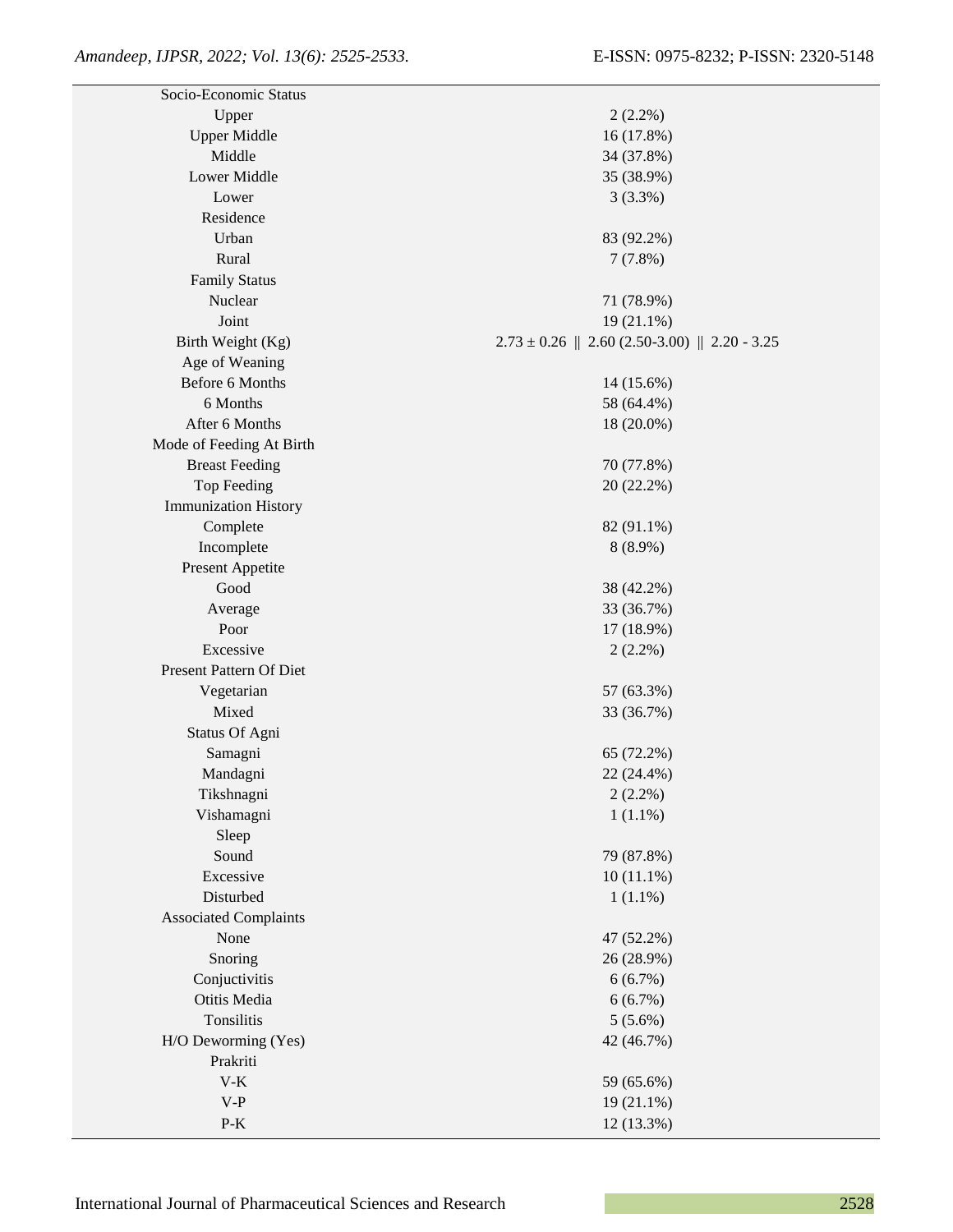| | |
|---|---|
| Socio-Economic Status | |
| Upper | 2 (2.2%) |
| Upper Middle | 16 (17.8%) |
| Middle | 34 (37.8%) |
| Lower Middle | 35 (38.9%) |
| Lower | 3 (3.3%) |
| Residence | |
| Urban | 83 (92.2%) |
| Rural | 7 (7.8%) |
| Family Status | |
| Nuclear | 71 (78.9%) |
| Joint | 19 (21.1%) |
| Birth Weight (Kg) | 2.73 ± 0.26 \|\| 2.60 (2.50-3.00) \|\| 2.20 - 3.25 |
| Age of Weaning | |
| Before 6 Months | 14 (15.6%) |
| 6 Months | 58 (64.4%) |
| After 6 Months | 18 (20.0%) |
| Mode of Feeding At Birth | |
| Breast Feeding | 70 (77.8%) |
| Top Feeding | 20 (22.2%) |
| Immunization History | |
| Complete | 82 (91.1%) |
| Incomplete | 8 (8.9%) |
| Present Appetite | |
| Good | 38 (42.2%) |
| Average | 33 (36.7%) |
| Poor | 17 (18.9%) |
| Excessive | 2 (2.2%) |
| Present Pattern Of Diet | |
| Vegetarian | 57 (63.3%) |
| Mixed | 33 (36.7%) |
| Status Of Agni | |
| Samagni | 65 (72.2%) |
| Mandagni | 22 (24.4%) |
| Tikshnagni | 2 (2.2%) |
| Vishamagni | 1 (1.1%) |
| Sleep | |
| Sound | 79 (87.8%) |
| Excessive | 10 (11.1%) |
| Disturbed | 1 (1.1%) |
| Associated Complaints | |
| None | 47 (52.2%) |
| Snoring | 26 (28.9%) |
| Conjuctivitis | 6 (6.7%) |
| Otitis Media | 6 (6.7%) |
| Tonsilitis | 5 (5.6%) |
| H/O Deworming (Yes) | 42 (46.7%) |
| Prakriti | |
| V-K | 59 (65.6%) |
| V-P | 19 (21.1%) |
| P-K | 12 (13.3%) |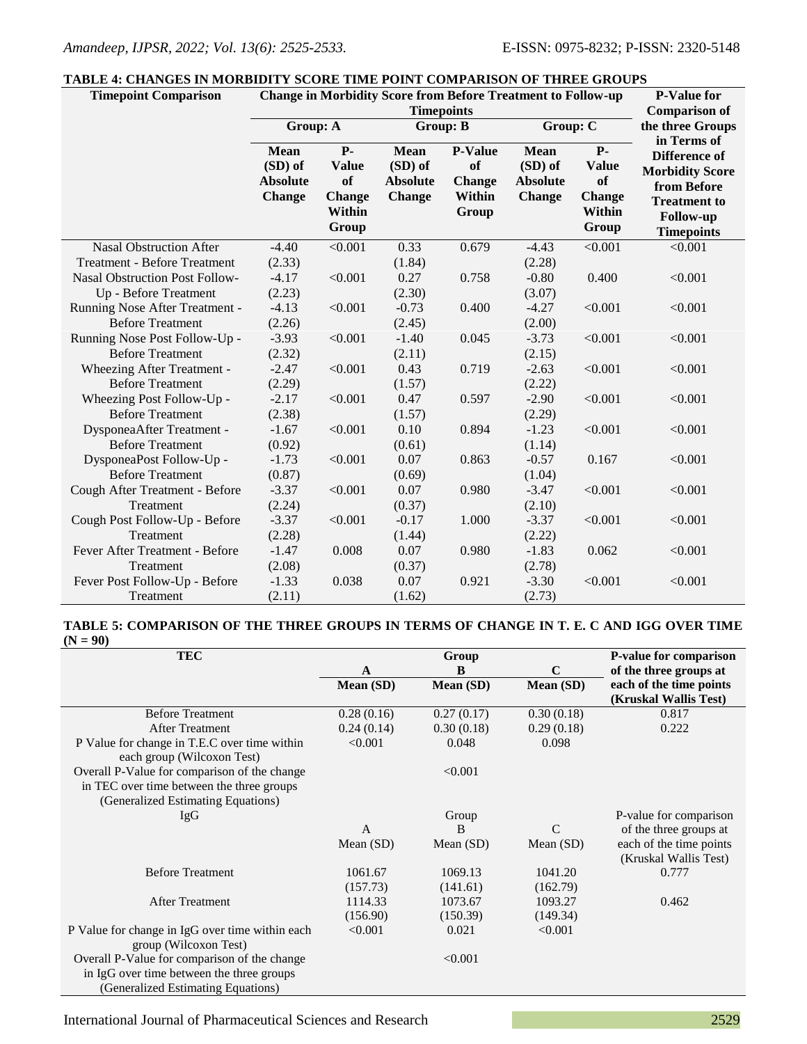**TABLE 4: CHANGES IN MORBIDITY SCORE TIME POINT COMPARISON OF THREE GROUPS**

| Timepoint Comparison | Change in Morbidity Score from Before Treatment to Follow-up Timepoints | | | | | | P-Value for Comparison of the three Groups in Terms of Difference of Morbidity Score from Before Treatment to Follow-up Timepoints |
|---|---|---|---|---|---|---|---|
| | Group: A | | Group: B | | Group: C | | |
| | Mean (SD) of Absolute Change | P-Value of Change Within Group | Mean (SD) of Absolute Change | P-Value of Change Within Group | Mean (SD) of Absolute Change | P-Value of Change Within Group | |
| Nasal Obstruction After Treatment - Before Treatment | -4.40 (2.33) | <0.001 | 0.33 (1.84) | 0.679 | -4.43 (2.28) | <0.001 | <0.001 |
| Nasal Obstruction Post Follow-Up - Before Treatment | -4.17 (2.23) | <0.001 | 0.27 (2.30) | 0.758 | -0.80 (3.07) | 0.400 | <0.001 |
| Running Nose After Treatment - Before Treatment | -4.13 (2.26) | <0.001 | -0.73 (2.45) | 0.400 | -4.27 (2.00) | <0.001 | <0.001 |
| Running Nose Post Follow-Up - Before Treatment | -3.93 (2.32) | <0.001 | -1.40 (2.11) | 0.045 | -3.73 (2.15) | <0.001 | <0.001 |
| Wheezing After Treatment - Before Treatment | -2.47 (2.29) | <0.001 | 0.43 (1.57) | 0.719 | -2.63 (2.22) | <0.001 | <0.001 |
| Wheezing Post Follow-Up - Before Treatment | -2.17 (2.38) | <0.001 | 0.47 (1.57) | 0.597 | -2.90 (2.29) | <0.001 | <0.001 |
| DysponeaAfter Treatment - Before Treatment | -1.67 (0.92) | <0.001 | 0.10 (0.61) | 0.894 | -1.23 (1.14) | <0.001 | <0.001 |
| DysponeaPost Follow-Up - Before Treatment | -1.73 (0.87) | <0.001 | 0.07 (0.69) | 0.863 | -0.57 (1.04) | 0.167 | <0.001 |
| Cough After Treatment - Before Treatment | -3.37 (2.24) | <0.001 | 0.07 (0.37) | 0.980 | -3.47 (2.10) | <0.001 | <0.001 |
| Cough Post Follow-Up - Before Treatment | -3.37 (2.28) | <0.001 | -0.17 (1.44) | 1.000 | -3.37 (2.22) | <0.001 | <0.001 |
| Fever After Treatment - Before Treatment | -1.47 (2.08) | 0.008 | 0.07 (0.37) | 0.980 | -1.83 (2.78) | 0.062 | <0.001 |
| Fever Post Follow-Up - Before Treatment | -1.33 (2.11) | 0.038 | 0.07 (1.62) | 0.921 | -3.30 (2.73) | <0.001 | <0.001 |

**TABLE 5: COMPARISON OF THE THREE GROUPS IN TERMS OF CHANGE IN T. E. C AND IGG OVER TIME (N = 90)**

| TEC | Group | | | P-value for comparison of the three groups at each of the time points (Kruskal Wallis Test) |
|---|---|---|---|---|
| | A | B | C | |
| | Mean (SD) | Mean (SD) | Mean (SD) | |
| Before Treatment | 0.28 (0.16) | 0.27 (0.17) | 0.30 (0.18) | 0.817 |
| After Treatment | 0.24 (0.14) | 0.30 (0.18) | 0.29 (0.18) | 0.222 |
| P Value for change in T.E.C over time within each group (Wilcoxon Test) | <0.001 | 0.048 | 0.098 | |
| Overall P-Value for comparison of the change in TEC over time between the three groups (Generalized Estimating Equations) | | <0.001 | | |
| IgG | Group | | | P-value for comparison of the three groups at each of the time points (Kruskal Wallis Test) |
| | A | B | C | |
| | Mean (SD) | Mean (SD) | Mean (SD) | |
| Before Treatment | 1061.67 (157.73) | 1069.13 (141.61) | 1041.20 (162.79) | 0.777 |
| After Treatment | 1114.33 (156.90) | 1073.67 (150.39) | 1093.27 (149.34) | 0.462 |
| P Value for change in IgG over time within each group (Wilcoxon Test) | <0.001 | 0.021 | <0.001 | |
| Overall P-Value for comparison of the change in IgG over time between the three groups (Generalized Estimating Equations) | | <0.001 | | |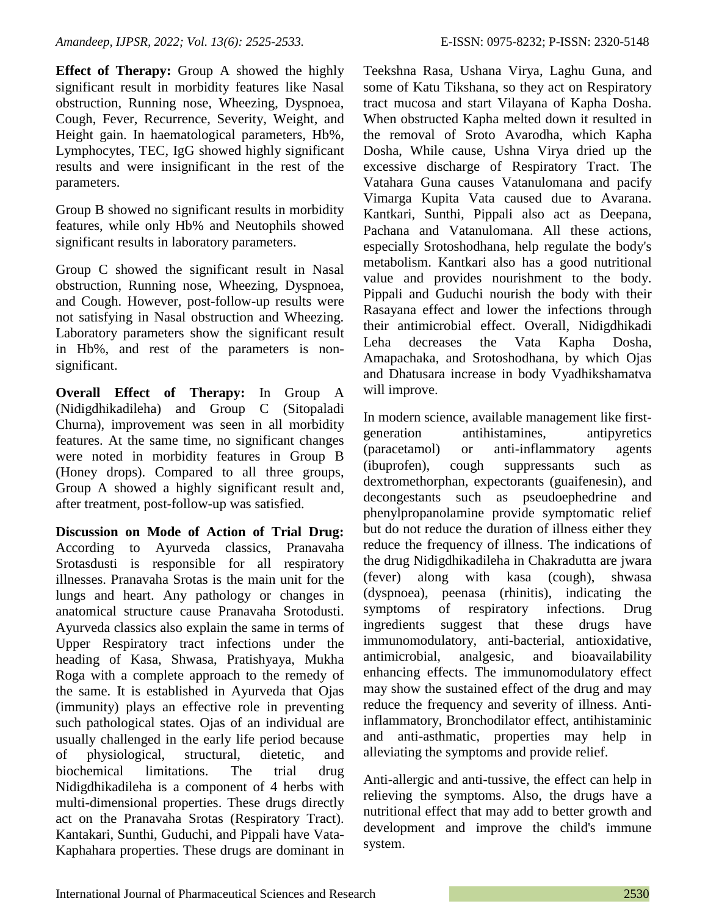**Effect of Therapy:** Group A showed the highly significant result in morbidity features like Nasal obstruction, Running nose, Wheezing, Dyspnoea, Cough, Fever, Recurrence, Severity, Weight, and Height gain. In haematological parameters, Hb%, Lymphocytes, TEC, IgG showed highly significant results and were insignificant in the rest of the parameters.

Group B showed no significant results in morbidity features, while only Hb% and Neutophils showed significant results in laboratory parameters.

Group C showed the significant result in Nasal obstruction, Running nose, Wheezing, Dyspnoea, and Cough. However, post-follow-up results were not satisfying in Nasal obstruction and Wheezing. Laboratory parameters show the significant result in Hb%, and rest of the parameters is non-significant.

**Overall Effect of Therapy:** In Group A (Nidigdhikadileha) and Group C (Sitopaladi Churna), improvement was seen in all morbidity features. At the same time, no significant changes were noted in morbidity features in Group B (Honey drops). Compared to all three groups, Group A showed a highly significant result and, after treatment, post-follow-up was satisfied.

**Discussion on Mode of Action of Trial Drug:** According to Ayurveda classics, Pranavaha Srotasdusti is responsible for all respiratory illnesses. Pranavaha Srotas is the main unit for the lungs and heart. Any pathology or changes in anatomical structure cause Pranavaha Srotodusti. Ayurveda classics also explain the same in terms of Upper Respiratory tract infections under the heading of Kasa, Shwasa, Pratishyaya, Mukha Roga with a complete approach to the remedy of the same. It is established in Ayurveda that Ojas (immunity) plays an effective role in preventing such pathological states. Ojas of an individual are usually challenged in the early life period because of physiological, structural, dietetic, and biochemical limitations. The trial drug Nidigdhikadileha is a component of 4 herbs with multi-dimensional properties. These drugs directly act on the Pranavaha Srotas (Respiratory Tract). Kantakari, Sunthi, Guduchi, and Pippali have Vata-Kaphahara properties. These drugs are dominant in Teekshna Rasa, Ushana Virya, Laghu Guna, and some of Katu Tikshana, so they act on Respiratory tract mucosa and start Vilayana of Kapha Dosha. When obstructed Kapha melted down it resulted in the removal of Sroto Avarodha, which Kapha Dosha, While cause, Ushna Virya dried up the excessive discharge of Respiratory Tract. The Vatahara Guna causes Vatanulomana and pacify Vimarga Kupita Vata caused due to Avarana. Kantkari, Sunthi, Pippali also act as Deepana, Pachana and Vatanulomana. All these actions, especially Srotoshodhana, help regulate the body's metabolism. Kantkari also has a good nutritional value and provides nourishment to the body. Pippali and Guduchi nourish the body with their Rasayana effect and lower the infections through their antimicrobial effect. Overall, Nidigdhikadi Leha decreases the Vata Kapha Dosha, Amapachaka, and Srotoshodhana, by which Ojas and Dhatusara increase in body Vyadhikshamatva will improve.

In modern science, available management like first-generation antihistamines, antipyretics (paracetamol) or anti-inflammatory agents (ibuprofen), cough suppressants such as dextromethorphan, expectorants (guaifenesin), and decongestants such as pseudoephedrine and phenylpropanolamine provide symptomatic relief but do not reduce the duration of illness either they reduce the frequency of illness. The indications of the drug Nidigdhikadileha in Chakradutta are jwara (fever) along with kasa (cough), shwasa (dyspnoea), peenasa (rhinitis), indicating the symptoms of respiratory infections. Drug ingredients suggest that these drugs have immunomodulatory, anti-bacterial, antioxidative, antimicrobial, analgesic, and bioavailability enhancing effects. The immunomodulatory effect may show the sustained effect of the drug and may reduce the frequency and severity of illness. Anti-inflammatory, Bronchodilator effect, antihistaminic and anti-asthmatic, properties may help in alleviating the symptoms and provide relief.

Anti-allergic and anti-tussive, the effect can help in relieving the symptoms. Also, the drugs have a nutritional effect that may add to better growth and development and improve the child's immune system.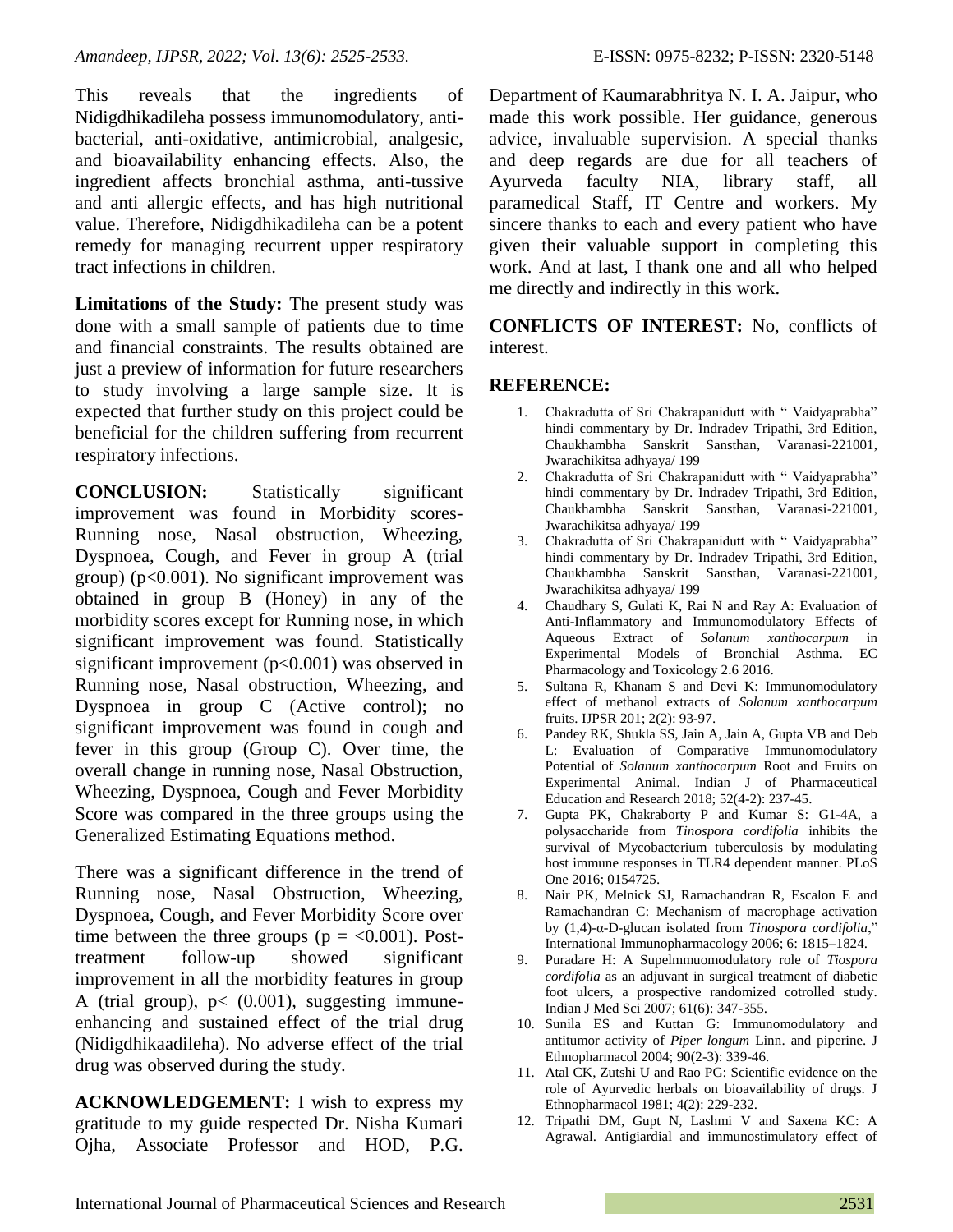This reveals that the ingredients of Nidigdhikadileha possess immunomodulatory, anti-bacterial, anti-oxidative, antimicrobial, analgesic, and bioavailability enhancing effects. Also, the ingredient affects bronchial asthma, anti-tussive and anti allergic effects, and has high nutritional value. Therefore, Nidigdhikadileha can be a potent remedy for managing recurrent upper respiratory tract infections in children.

**Limitations of the Study:** The present study was done with a small sample of patients due to time and financial constraints. The results obtained are just a preview of information for future researchers to study involving a large sample size. It is expected that further study on this project could be beneficial for the children suffering from recurrent respiratory infections.

**CONCLUSION:** Statistically significant improvement was found in Morbidity scores- Running nose, Nasal obstruction, Wheezing, Dyspnoea, Cough, and Fever in group A (trial group) ($p<0.001$). No significant improvement was obtained in group B (Honey) in any of the morbidity scores except for Running nose, in which significant improvement was found. Statistically significant improvement ($p<0.001$) was observed in Running nose, Nasal obstruction, Wheezing, and Dyspnoea in group C (Active control); no significant improvement was found in cough and fever in this group (Group C). Over time, the overall change in running nose, Nasal Obstruction, Wheezing, Dyspnoea, Cough and Fever Morbidity Score was compared in the three groups using the Generalized Estimating Equations method.

There was a significant difference in the trend of Running nose, Nasal Obstruction, Wheezing, Dyspnoea, Cough, and Fever Morbidity Score over time between the three groups ($p = <0.001$). Post-treatment follow-up showed significant improvement in all the morbidity features in group A (trial group), $p< (0.001)$, suggesting immune-enhancing and sustained effect of the trial drug (Nidigdhikaadileha). No adverse effect of the trial drug was observed during the study.

**ACKNOWLEDGEMENT:** I wish to express my gratitude to my guide respected Dr. Nisha Kumari Ojha, Associate Professor and HOD, P.G. Department of Kaumarabhritya N. I. A. Jaipur, who made this work possible. Her guidance, generous advice, invaluable supervision. A special thanks and deep regards are due for all teachers of Ayurveda faculty NIA, library staff, all paramedical Staff, IT Centre and workers. My sincere thanks to each and every patient who have given their valuable support in completing this work. And at last, I thank one and all who helped me directly and indirectly in this work.

**CONFLICTS OF INTEREST:** No, conflicts of interest.

## REFERENCE:

1. Chakradutta of Sri Chakrapanidutt with " Vaidyaprabha" hindi commentary by Dr. Indradev Tripathi, 3rd Edition, Chaukhambha Sanskrit Sansthan, Varanasi-221001, Jwarachikitsa adhyaya/ 199
2. Chakradutta of Sri Chakrapanidutt with " Vaidyaprabha" hindi commentary by Dr. Indradev Tripathi, 3rd Edition, Chaukhambha Sanskrit Sansthan, Varanasi-221001, Jwarachikitsa adhyaya/ 199
3. Chakradutta of Sri Chakrapanidutt with " Vaidyaprabha" hindi commentary by Dr. Indradev Tripathi, 3rd Edition, Chaukhambha Sanskrit Sansthan, Varanasi-221001, Jwarachikitsa adhyaya/ 199
4. Chaudhary S, Gulati K, Rai N and Ray A: Evaluation of Anti-Inflammatory and Immunomodulatory Effects of Aqueous Extract of *Solanum xanthocarpum* in Experimental Models of Bronchial Asthma. EC Pharmacology and Toxicology 2.6 2016.
5. Sultana R, Khanam S and Devi K: Immunomodulatory effect of methanol extracts of *Solanum xanthocarpum* fruits. IJPSR 201; 2(2): 93-97.
6. Pandey RK, Shukla SS, Jain A, Jain A, Gupta VB and Deb L: Evaluation of Comparative Immunomodulatory Potential of *Solanum xanthocarpum* Root and Fruits on Experimental Animal. Indian J of Pharmaceutical Education and Research 2018; 52(4-2): 237-45.
7. Gupta PK, Chakraborty P and Kumar S: G1-4A, a polysaccharide from *Tinospora cordifolia* inhibits the survival of Mycobacterium tuberculosis by modulating host immune responses in TLR4 dependent manner. PLoS One 2016; 0154725.
8. Nair PK, Melnick SJ, Ramachandran R, Escalon E and Ramachandran C: Mechanism of macrophage activation by (1,4)-α-D-glucan isolated from *Tinospora cordifolia*," International Immunopharmacology 2006; 6: 1815–1824.
9. Puradare H: A Supelmmuomodulatory role of *Tiospora cordifolia* as an adjuvant in surgical treatment of diabetic foot ulcers, a prospective randomized cotrolled study. Indian J Med Sci 2007; 61(6): 347-355.
10. Sunila ES and Kuttan G: Immunomodulatory and antitumor activity of *Piper longum* Linn. and piperine. J Ethnopharmacol 2004; 90(2-3): 339-46.
11. Atal CK, Zutshi U and Rao PG: Scientific evidence on the role of Ayurvedic herbals on bioavailability of drugs. J Ethnopharmacol 1981; 4(2): 229-232.
12. Tripathi DM, Gupt N, Lashmi V and Saxena KC: A Agrawal. Antigiardial and immunostimulatory effect of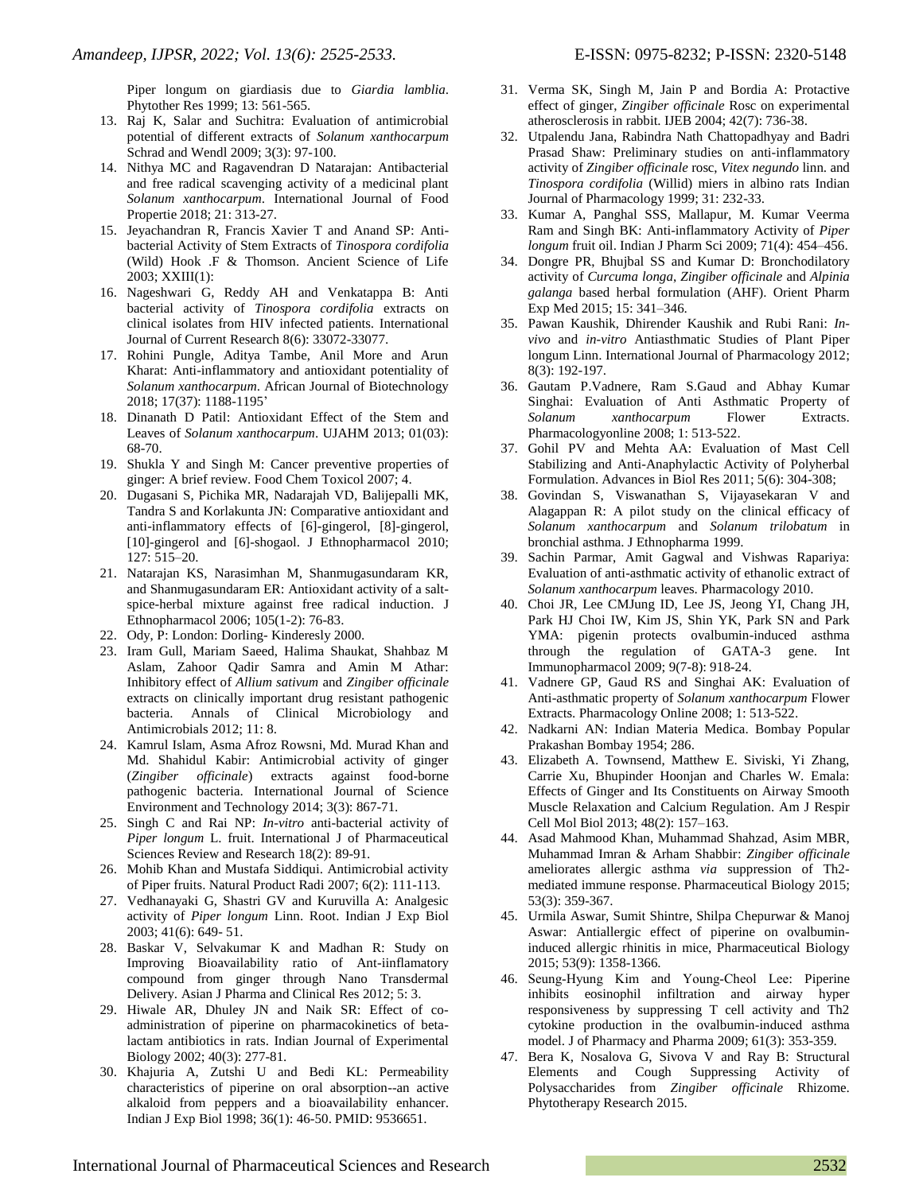Piper longum on giardiasis due to *Giardia lamblia*. Phytother Res 1999; 13: 561-565.

13. Raj K, Salar and Suchitra: Evaluation of antimicrobial potential of different extracts of *Solanum xanthocarpum* Schrad and Wendl 2009; 3(3): 97-100.
14. Nithya MC and Ragavendran D Natarajan: Antibacterial and free radical scavenging activity of a medicinal plant *Solanum xanthocarpum*. International Journal of Food Propertie 2018; 21: 313-27.
15. Jeyachandran R, Francis Xavier T and Anand SP: Anti-bacterial Activity of Stem Extracts of *Tinospora cordifolia* (Wild) Hook .F & Thomson. Ancient Science of Life 2003; XXIII(1):
16. Nageshwari G, Reddy AH and Venkatappa B: Anti bacterial activity of *Tinospora cordifolia* extracts on clinical isolates from HIV infected patients. International Journal of Current Research 8(6): 33072-33077.
17. Rohini Pungle, Aditya Tambe, Anil More and Arun Kharat: Anti-inflammatory and antioxidant potentiality of *Solanum xanthocarpum*. African Journal of Biotechnology 2018; 17(37): 1188-1195'
18. Dinanath D Patil: Antioxidant Effect of the Stem and Leaves of *Solanum xanthocarpum*. UJAHM 2013; 01(03): 68-70.
19. Shukla Y and Singh M: Cancer preventive properties of ginger: A brief review. Food Chem Toxicol 2007; 4.
20. Dugasani S, Pichika MR, Nadarajah VD, Balijepalli MK, Tandra S and Korlakunta JN: Comparative antioxidant and anti-inflammatory effects of [6]-gingerol, [8]-gingerol, [10]-gingerol and [6]-shogaol. J Ethnopharmacol 2010; 127: 515–20.
21. Natarajan KS, Narasimhan M, Shanmugasundaram KR, and Shanmugasundaram ER: Antioxidant activity of a salt-spice-herbal mixture against free radical induction. J Ethnopharmacol 2006; 105(1-2): 76-83.
22. Ody, P: London: Dorling- Kinderesly 2000.
23. Iram Gull, Mariam Saeed, Halima Shaukat, Shahbaz M Aslam, Zahoor Qadir Samra and Amin M Athar: Inhibitory effect of *Allium sativum* and *Zingiber officinale* extracts on clinically important drug resistant pathogenic bacteria. Annals of Clinical Microbiology and Antimicrobials 2012; 11: 8.
24. Kamrul Islam, Asma Afroz Rowsni, Md. Murad Khan and Md. Shahidul Kabir: Antimicrobial activity of ginger (*Zingiber officinale*) extracts against food-borne pathogenic bacteria. International Journal of Science Environment and Technology 2014; 3(3): 867-71.
25. Singh C and Rai NP: *In-vitro* anti-bacterial activity of *Piper longum* L. fruit. International J of Pharmaceutical Sciences Review and Research 18(2): 89-91.
26. Mohib Khan and Mustafa Siddiqui. Antimicrobial activity of Piper fruits. Natural Product Radi 2007; 6(2): 111-113.
27. Vedhanayaki G, Shastri GV and Kuruvilla A: Analgesic activity of *Piper longum* Linn. Root. Indian J Exp Biol 2003; 41(6): 649- 51.
28. Baskar V, Selvakumar K and Madhan R: Study on Improving Bioavailability ratio of Ant-iinflamatory compound from ginger through Nano Transdermal Delivery. Asian J Pharma and Clinical Res 2012; 5: 3.
29. Hiwale AR, Dhuley JN and Naik SR: Effect of co-administration of piperine on pharmacokinetics of beta-lactam antibiotics in rats. Indian Journal of Experimental Biology 2002; 40(3): 277-81.
30. Khajuria A, Zutshi U and Bedi KL: Permeability characteristics of piperine on oral absorption--an active alkaloid from peppers and a bioavailability enhancer. Indian J Exp Biol 1998; 36(1): 46-50. PMID: 9536651.
31. Verma SK, Singh M, Jain P and Bordia A: Protactive effect of ginger, *Zingiber officinale* Rosc on experimental atherosclerosis in rabbit. IJEB 2004; 42(7): 736-38.
32. Utpalendu Jana, Rabindra Nath Chattopadhyay and Badri Prasad Shaw: Preliminary studies on anti-inflammatory activity of *Zingiber officinale* rosc, *Vitex negundo* linn. and *Tinospora cordifolia* (Willid) miers in albino rats Indian Journal of Pharmacology 1999; 31: 232-33.
33. Kumar A, Panghal SSS, Mallapur, M. Kumar Veerma Ram and Singh BK: Anti-inflammatory Activity of *Piper longum* fruit oil. Indian J Pharm Sci 2009; 71(4): 454–456.
34. Dongre PR, Bhujbal SS and Kumar D: Bronchodilatory activity of *Curcuma longa*, *Zingiber officinale* and *Alpinia galanga* based herbal formulation (AHF). Orient Pharm Exp Med 2015; 15: 341–346.
35. Pawan Kaushik, Dhirender Kaushik and Rubi Rani: *In-vivo* and *in-vitro* Antiasthmatic Studies of Plant Piper longum Linn. International Journal of Pharmacology 2012; 8(3): 192-197.
36. Gautam P.Vadnere, Ram S.Gaud and Abhay Kumar Singhai: Evaluation of Anti Asthmatic Property of *Solanum xanthocarpum* Flower Extracts. Pharmacologyonline 2008; 1: 513-522.
37. Gohil PV and Mehta AA: Evaluation of Mast Cell Stabilizing and Anti-Anaphylactic Activity of Polyherbal Formulation. Advances in Biol Res 2011; 5(6): 304-308;
38. Govindan S, Viswanathan S, Vijayasekaran V and Alagappan R: A pilot study on the clinical efficacy of *Solanum xanthocarpum* and *Solanum trilobatum* in bronchial asthma. J Ethnopharma 1999.
39. Sachin Parmar, Amit Gagwal and Vishwas Rapariya: Evaluation of anti-asthmatic activity of ethanolic extract of *Solanum xanthocarpum* leaves. Pharmacology 2010.
40. Choi JR, Lee CMJung ID, Lee JS, Jeong YI, Chang JH, Park HJ Choi IW, Kim JS, Shin YK, Park SN and Park YMA: pigenin protects ovalbumin-induced asthma through the regulation of GATA-3 gene. Int Immunopharmacol 2009; 9(7-8): 918-24.
41. Vadnere GP, Gaud RS and Singhai AK: Evaluation of Anti-asthmatic property of *Solanum xanthocarpum* Flower Extracts. Pharmacology Online 2008; 1: 513-522.
42. Nadkarni AN: Indian Materia Medica. Bombay Popular Prakashan Bombay 1954; 286.
43. Elizabeth A. Townsend, Matthew E. Siviski, Yi Zhang, Carrie Xu, Bhupinder Hoonjan and Charles W. Emala: Effects of Ginger and Its Constituents on Airway Smooth Muscle Relaxation and Calcium Regulation. Am J Respir Cell Mol Biol 2013; 48(2): 157–163.
44. Asad Mahmood Khan, Muhammad Shahzad, Asim MBR, Muhammad Imran & Arham Shabbir: *Zingiber officinale* ameliorates allergic asthma *via* suppression of Th2-mediated immune response. Pharmaceutical Biology 2015; 53(3): 359-367.
45. Urmila Aswar, Sumit Shintre, Shilpa Chepurwar & Manoj Aswar: Antiallergic effect of piperine on ovalbumin-induced allergic rhinitis in mice, Pharmaceutical Biology 2015; 53(9): 1358-1366.
46. Seung-Hyung Kim and Young-Cheol Lee: Piperine inhibits eosinophil infiltration and airway hyper responsiveness by suppressing T cell activity and Th2 cytokine production in the ovalbumin-induced asthma model. J of Pharmacy and Pharma 2009; 61(3): 353-359.
47. Bera K, Nosalova G, Sivova V and Ray B: Structural Elements and Cough Suppressing Activity of Polysaccharides from *Zingiber officinale* Rhizome. Phytotherapy Research 2015.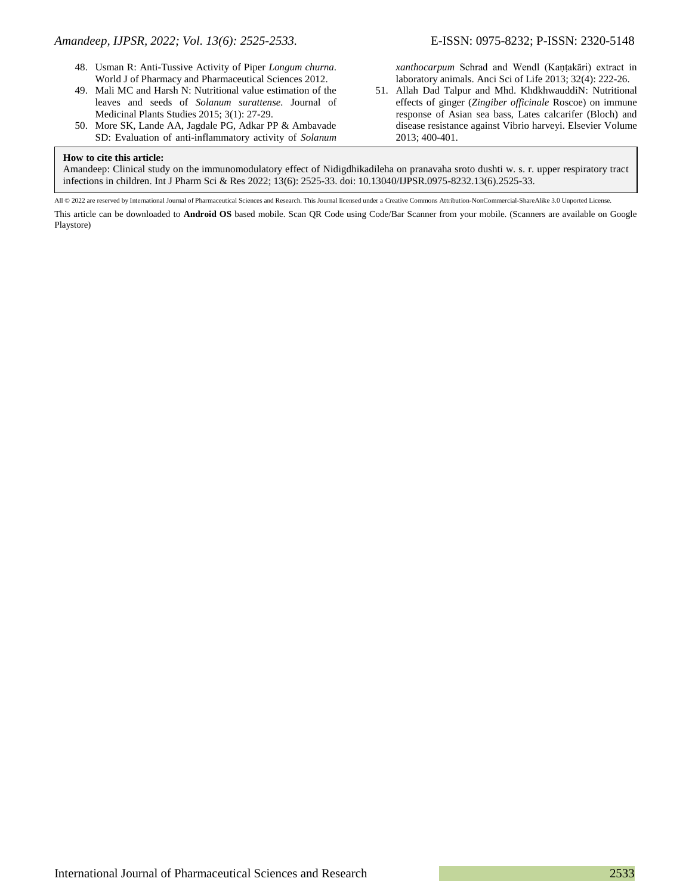48. Usman R: Anti-Tussive Activity of Piper *Longum churna*. World J of Pharmacy and Pharmaceutical Sciences 2012.
49. Mali MC and Harsh N: Nutritional value estimation of the leaves and seeds of *Solanum surattense*. Journal of Medicinal Plants Studies 2015; 3(1): 27-29.
50. More SK, Lande AA, Jagdale PG, Adkar PP & Ambavade SD: Evaluation of anti-inflammatory activity of *Solanum xanthocarpum* Schrad and Wendl (Kaṇṭakāri) extract in laboratory animals. Anci Sci of Life 2013; 32(4): 222-26.
51. Allah Dad Talpur and Mhd. KhdkhwauddiN: Nutritional effects of ginger (*Zingiber officinale* Roscoe) on immune response of Asian sea bass, Lates calcarifer (Bloch) and disease resistance against Vibrio harveyi. Elsevier Volume 2013; 400-401.

**How to cite this article:**
Amandeep: Clinical study on the immunomodulatory effect of Nidigdhikadileha on pranavaha sroto dushti w. s. r. upper respiratory tract infections in children. Int J Pharm Sci & Res 2022; 13(6): 2525-33. doi: 10.13040/IJPSR.0975-8232.13(6).2525-33.

All © 2022 are reserved by International Journal of Pharmaceutical Sciences and Research. This Journal licensed under a Creative Commons Attribution-NonCommercial-ShareAlike 3.0 Unported License.

This article can be downloaded to **Android OS** based mobile. Scan QR Code using Code/Bar Scanner from your mobile. (Scanners are available on Google Playstore)